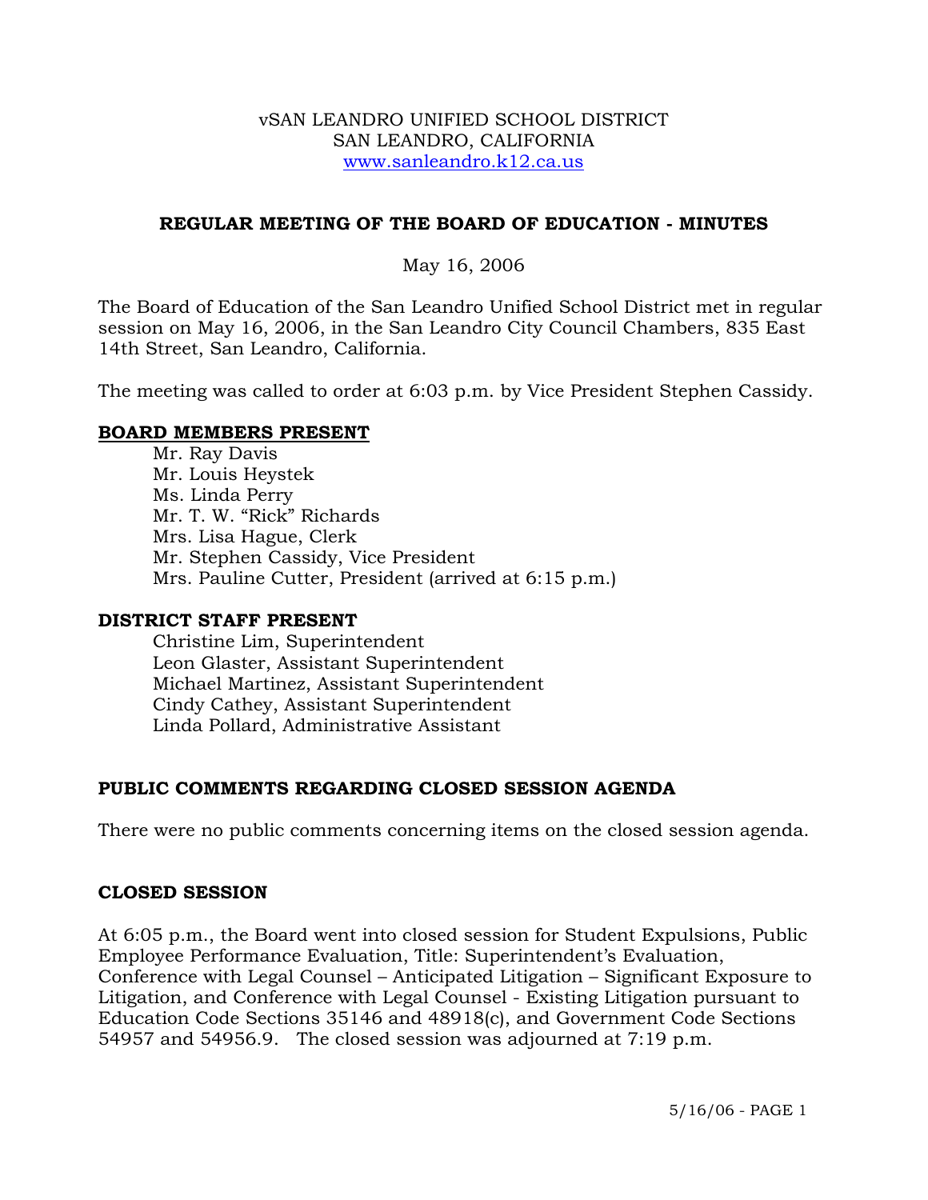vSAN LEANDRO UNIFIED SCHOOL DISTRICT
SAN LEANDRO, CALIFORNIA
www.sanleandro.k12.ca.us

# REGULAR MEETING OF THE BOARD OF EDUCATION - MINUTES

May 16, 2006

The Board of Education of the San Leandro Unified School District met in regular session on May 16, 2006, in the San Leandro City Council Chambers, 835 East 14th Street, San Leandro, California.

The meeting was called to order at 6:03 p.m. by Vice President Stephen Cassidy.

## BOARD MEMBERS PRESENT

Mr. Ray Davis
Mr. Louis Heystek
Ms. Linda Perry
Mr. T. W. "Rick" Richards
Mrs. Lisa Hague, Clerk
Mr. Stephen Cassidy, Vice President
Mrs. Pauline Cutter, President (arrived at 6:15 p.m.)

## DISTRICT STAFF PRESENT

Christine Lim, Superintendent
Leon Glaster, Assistant Superintendent
Michael Martinez, Assistant Superintendent
Cindy Cathey, Assistant Superintendent
Linda Pollard, Administrative Assistant

## PUBLIC COMMENTS REGARDING CLOSED SESSION AGENDA

There were no public comments concerning items on the closed session agenda.

## CLOSED SESSION

At 6:05 p.m., the Board went into closed session for Student Expulsions, Public Employee Performance Evaluation, Title: Superintendent's Evaluation, Conference with Legal Counsel – Anticipated Litigation – Significant Exposure to Litigation, and Conference with Legal Counsel - Existing Litigation pursuant to Education Code Sections 35146 and 48918(c), and Government Code Sections 54957 and 54956.9. The closed session was adjourned at 7:19 p.m.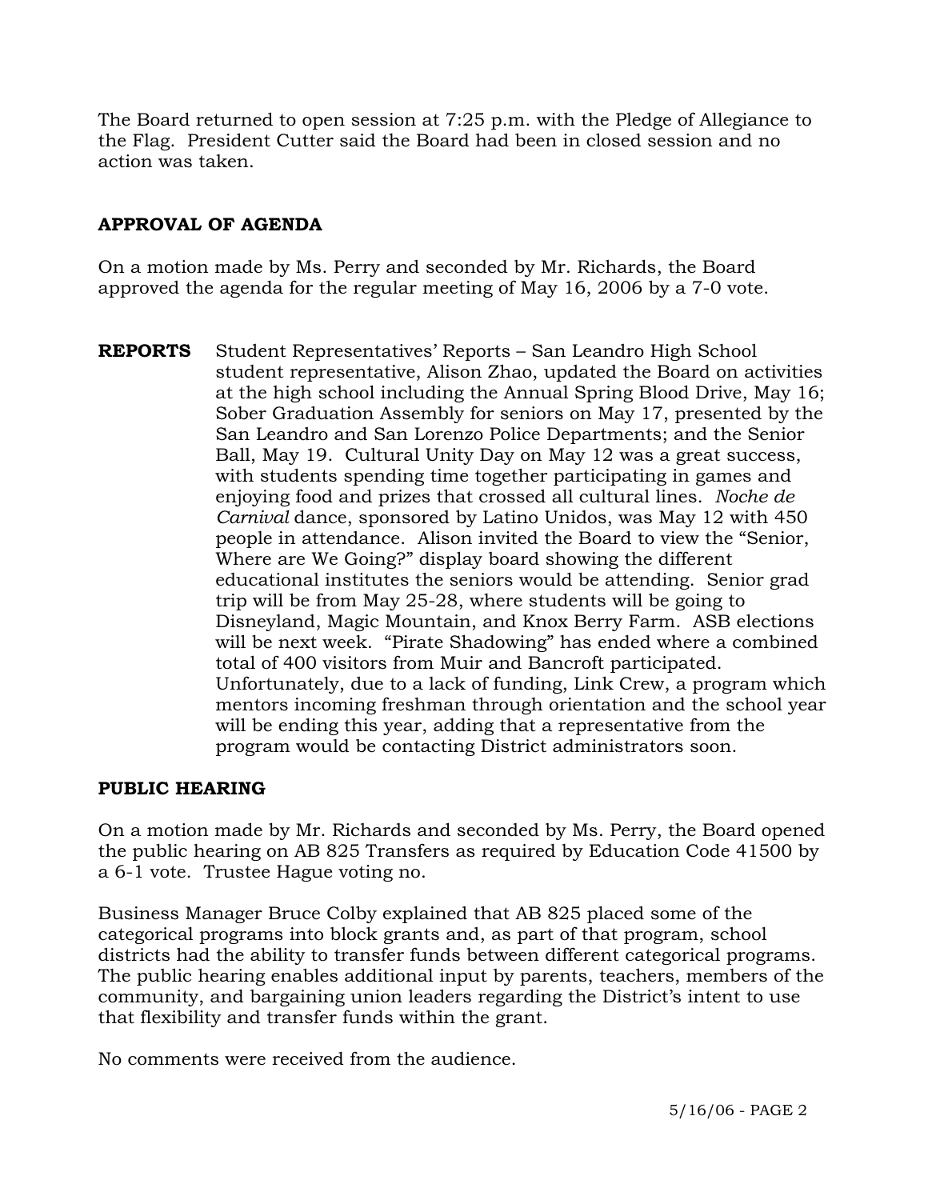The Board returned to open session at 7:25 p.m. with the Pledge of Allegiance to the Flag. President Cutter said the Board had been in closed session and no action was taken.

**APPROVAL OF AGENDA**

On a motion made by Ms. Perry and seconded by Mr. Richards, the Board approved the agenda for the regular meeting of May 16, 2006 by a 7-0 vote.

**REPORTS** Student Representatives' Reports – San Leandro High School student representative, Alison Zhao, updated the Board on activities at the high school including the Annual Spring Blood Drive, May 16; Sober Graduation Assembly for seniors on May 17, presented by the San Leandro and San Lorenzo Police Departments; and the Senior Ball, May 19. Cultural Unity Day on May 12 was a great success, with students spending time together participating in games and enjoying food and prizes that crossed all cultural lines. *Noche de Carnival* dance, sponsored by Latino Unidos, was May 12 with 450 people in attendance. Alison invited the Board to view the "Senior, Where are We Going?" display board showing the different educational institutes the seniors would be attending. Senior grad trip will be from May 25-28, where students will be going to Disneyland, Magic Mountain, and Knox Berry Farm. ASB elections will be next week. "Pirate Shadowing" has ended where a combined total of 400 visitors from Muir and Bancroft participated. Unfortunately, due to a lack of funding, Link Crew, a program which mentors incoming freshman through orientation and the school year will be ending this year, adding that a representative from the program would be contacting District administrators soon.

**PUBLIC HEARING**

On a motion made by Mr. Richards and seconded by Ms. Perry, the Board opened the public hearing on AB 825 Transfers as required by Education Code 41500 by a 6-1 vote. Trustee Hague voting no.

Business Manager Bruce Colby explained that AB 825 placed some of the categorical programs into block grants and, as part of that program, school districts had the ability to transfer funds between different categorical programs. The public hearing enables additional input by parents, teachers, members of the community, and bargaining union leaders regarding the District's intent to use that flexibility and transfer funds within the grant.

No comments were received from the audience.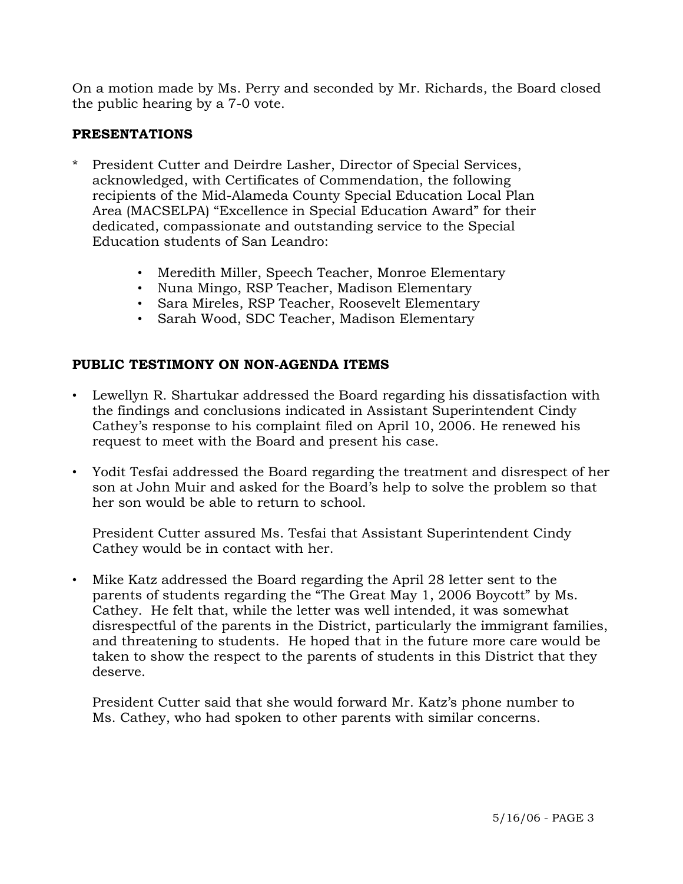On a motion made by Ms. Perry and seconded by Mr. Richards, the Board closed the public hearing by a 7-0 vote.

## PRESENTATIONS

* President Cutter and Deirdre Lasher, Director of Special Services, acknowledged, with Certificates of Commendation, the following recipients of the Mid-Alameda County Special Education Local Plan Area (MACSELPA) "Excellence in Special Education Award" for their dedicated, compassionate and outstanding service to the Special Education students of San Leandro:

  - Meredith Miller, Speech Teacher, Monroe Elementary
  - Nuna Mingo, RSP Teacher, Madison Elementary
  - Sara Mireles, RSP Teacher, Roosevelt Elementary
  - Sarah Wood, SDC Teacher, Madison Elementary

## PUBLIC TESTIMONY ON NON-AGENDA ITEMS

- Lewellyn R. Shartukar addressed the Board regarding his dissatisfaction with the findings and conclusions indicated in Assistant Superintendent Cindy Cathey's response to his complaint filed on April 10, 2006. He renewed his request to meet with the Board and present his case.

- Yodit Tesfai addressed the Board regarding the treatment and disrespect of her son at John Muir and asked for the Board's help to solve the problem so that her son would be able to return to school.

  President Cutter assured Ms. Tesfai that Assistant Superintendent Cindy Cathey would be in contact with her.

- Mike Katz addressed the Board regarding the April 28 letter sent to the parents of students regarding the "The Great May 1, 2006 Boycott" by Ms. Cathey. He felt that, while the letter was well intended, it was somewhat disrespectful of the parents in the District, particularly the immigrant families, and threatening to students. He hoped that in the future more care would be taken to show the respect to the parents of students in this District that they deserve.

  President Cutter said that she would forward Mr. Katz's phone number to Ms. Cathey, who had spoken to other parents with similar concerns.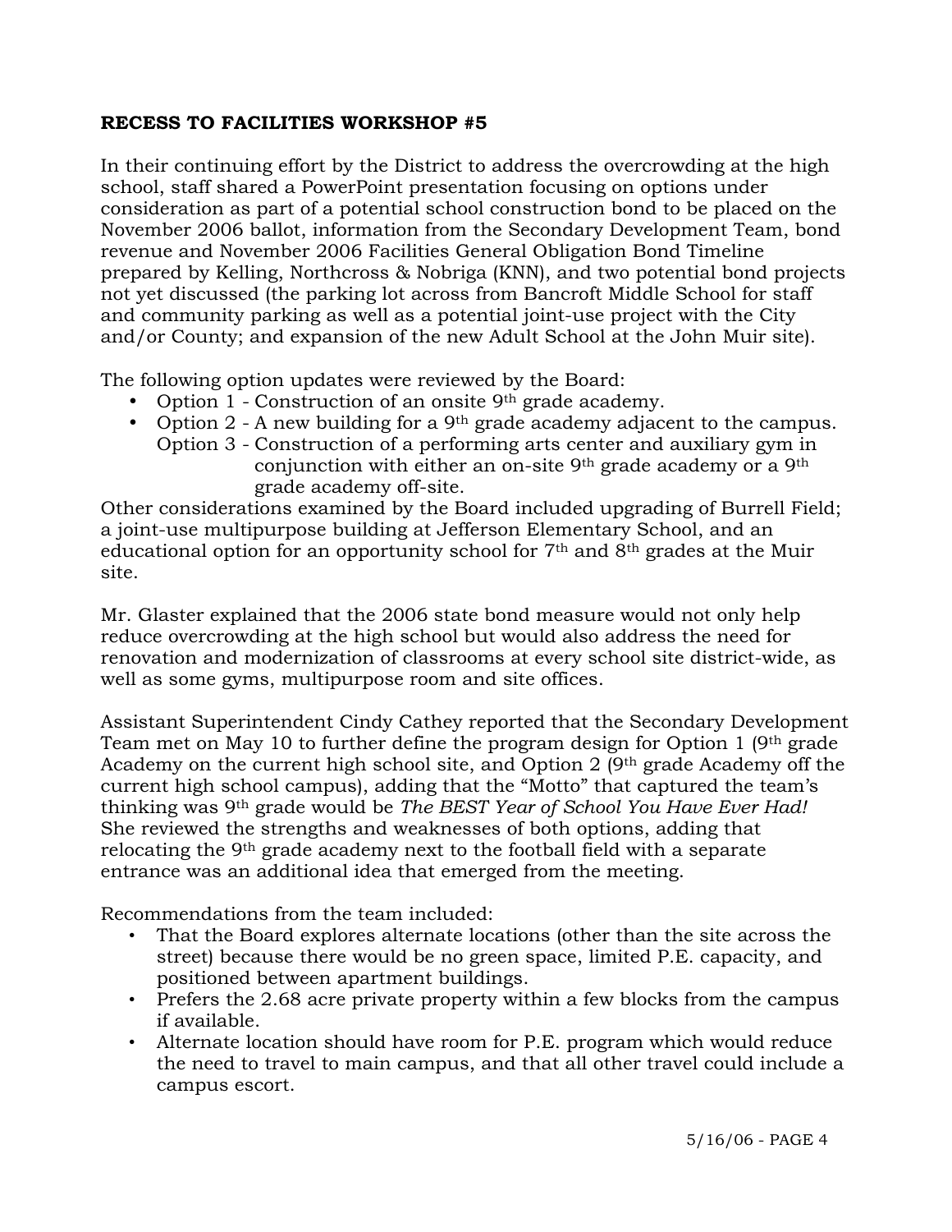**RECESS TO FACILITIES WORKSHOP #5**

In their continuing effort by the District to address the overcrowding at the high school, staff shared a PowerPoint presentation focusing on options under consideration as part of a potential school construction bond to be placed on the November 2006 ballot, information from the Secondary Development Team, bond revenue and November 2006 Facilities General Obligation Bond Timeline prepared by Kelling, Northcross & Nobriga (KNN), and two potential bond projects not yet discussed (the parking lot across from Bancroft Middle School for staff and community parking as well as a potential joint-use project with the City and/or County; and expansion of the new Adult School at the John Muir site).

The following option updates were reviewed by the Board:

- Option 1 - Construction of an onsite 9th grade academy.
- Option 2 - A new building for a 9th grade academy adjacent to the campus.
  Option 3 - Construction of a performing arts center and auxiliary gym in conjunction with either an on-site 9th grade academy or a 9th grade academy off-site.

Other considerations examined by the Board included upgrading of Burrell Field; a joint-use multipurpose building at Jefferson Elementary School, and an educational option for an opportunity school for 7th and 8th grades at the Muir site.

Mr. Glaster explained that the 2006 state bond measure would not only help reduce overcrowding at the high school but would also address the need for renovation and modernization of classrooms at every school site district-wide, as well as some gyms, multipurpose room and site offices.

Assistant Superintendent Cindy Cathey reported that the Secondary Development Team met on May 10 to further define the program design for Option 1 (9th grade Academy on the current high school site, and Option 2 (9th grade Academy off the current high school campus), adding that the "Motto" that captured the team's thinking was 9th grade would be *The BEST Year of School You Have Ever Had!* She reviewed the strengths and weaknesses of both options, adding that relocating the 9th grade academy next to the football field with a separate entrance was an additional idea that emerged from the meeting.

Recommendations from the team included:

- That the Board explores alternate locations (other than the site across the street) because there would be no green space, limited P.E. capacity, and positioned between apartment buildings.
- Prefers the 2.68 acre private property within a few blocks from the campus if available.
- Alternate location should have room for P.E. program which would reduce the need to travel to main campus, and that all other travel could include a campus escort.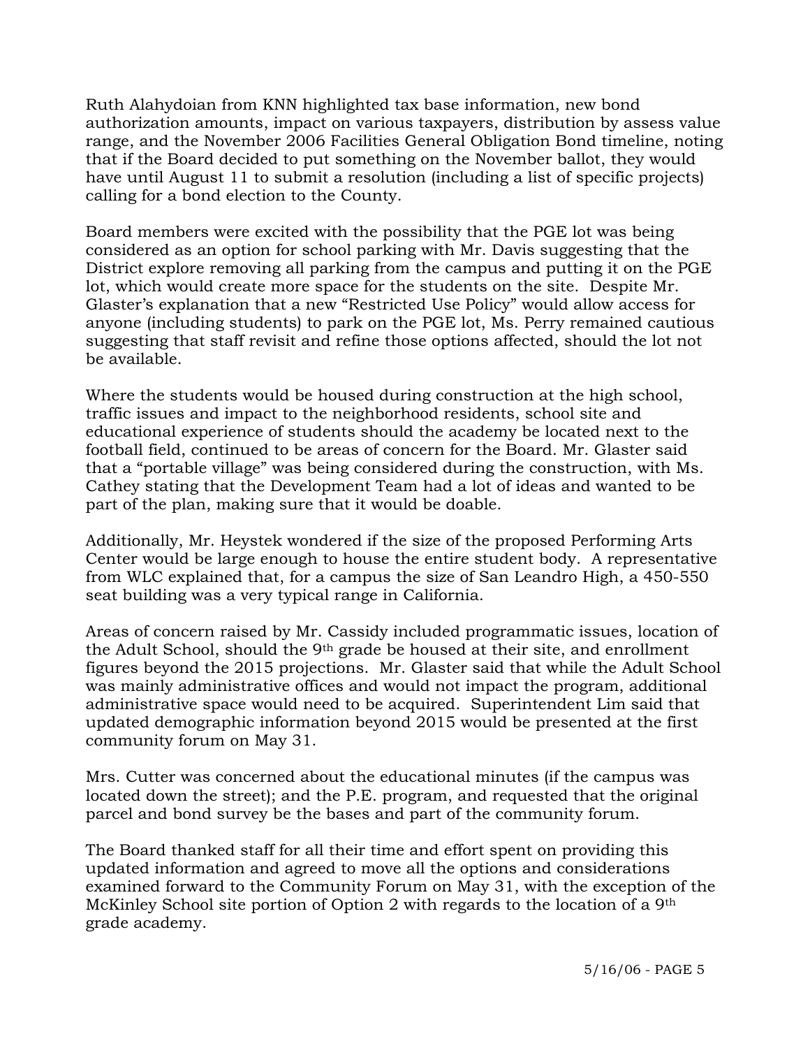Ruth Alahydoian from KNN highlighted tax base information, new bond authorization amounts, impact on various taxpayers, distribution by assess value range, and the November 2006 Facilities General Obligation Bond timeline, noting that if the Board decided to put something on the November ballot, they would have until August 11 to submit a resolution (including a list of specific projects) calling for a bond election to the County.

Board members were excited with the possibility that the PGE lot was being considered as an option for school parking with Mr. Davis suggesting that the District explore removing all parking from the campus and putting it on the PGE lot, which would create more space for the students on the site. Despite Mr. Glaster's explanation that a new "Restricted Use Policy" would allow access for anyone (including students) to park on the PGE lot, Ms. Perry remained cautious suggesting that staff revisit and refine those options affected, should the lot not be available.

Where the students would be housed during construction at the high school, traffic issues and impact to the neighborhood residents, school site and educational experience of students should the academy be located next to the football field, continued to be areas of concern for the Board. Mr. Glaster said that a "portable village" was being considered during the construction, with Ms. Cathey stating that the Development Team had a lot of ideas and wanted to be part of the plan, making sure that it would be doable.

Additionally, Mr. Heystek wondered if the size of the proposed Performing Arts Center would be large enough to house the entire student body. A representative from WLC explained that, for a campus the size of San Leandro High, a 450-550 seat building was a very typical range in California.

Areas of concern raised by Mr. Cassidy included programmatic issues, location of the Adult School, should the 9th grade be housed at their site, and enrollment figures beyond the 2015 projections. Mr. Glaster said that while the Adult School was mainly administrative offices and would not impact the program, additional administrative space would need to be acquired. Superintendent Lim said that updated demographic information beyond 2015 would be presented at the first community forum on May 31.

Mrs. Cutter was concerned about the educational minutes (if the campus was located down the street); and the P.E. program, and requested that the original parcel and bond survey be the bases and part of the community forum.

The Board thanked staff for all their time and effort spent on providing this updated information and agreed to move all the options and considerations examined forward to the Community Forum on May 31, with the exception of the McKinley School site portion of Option 2 with regards to the location of a 9th grade academy.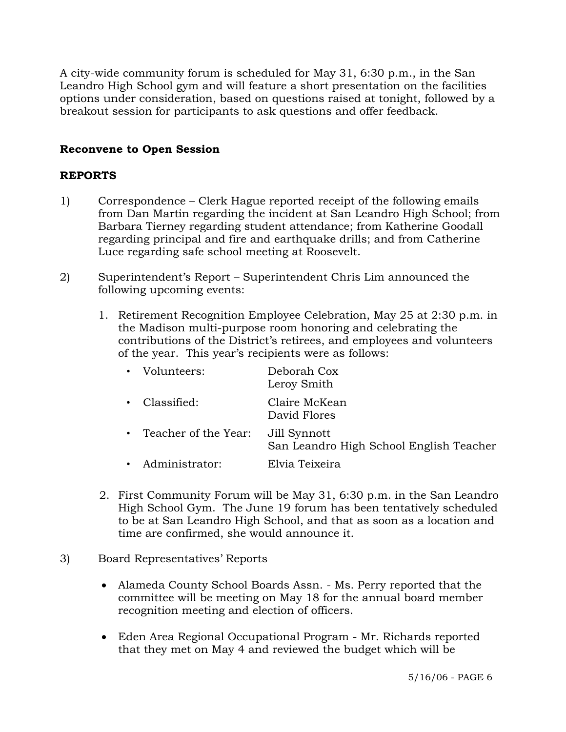A city-wide community forum is scheduled for May 31, 6:30 p.m., in the San Leandro High School gym and will feature a short presentation on the facilities options under consideration, based on questions raised at tonight, followed by a breakout session for participants to ask questions and offer feedback.

**Reconvene to Open Session**

**REPORTS**

1) Correspondence – Clerk Hague reported receipt of the following emails from Dan Martin regarding the incident at San Leandro High School; from Barbara Tierney regarding student attendance; from Katherine Goodall regarding principal and fire and earthquake drills; and from Catherine Luce regarding safe school meeting at Roosevelt.

2) Superintendent's Report – Superintendent Chris Lim announced the following upcoming events:

   1. Retirement Recognition Employee Celebration, May 25 at 2:30 p.m. in the Madison multi-purpose room honoring and celebrating the contributions of the District's retirees, and employees and volunteers of the year. This year's recipients were as follows:

      - Volunteers: Deborah Cox, Leroy Smith
      - Classified: Claire McKean, David Flores
      - Teacher of the Year: Jill Synnott, San Leandro High School English Teacher
      - Administrator: Elvia Teixeira

   2. First Community Forum will be May 31, 6:30 p.m. in the San Leandro High School Gym. The June 19 forum has been tentatively scheduled to be at San Leandro High School, and that as soon as a location and time are confirmed, she would announce it.

3) Board Representatives' Reports

   - Alameda County School Boards Assn. - Ms. Perry reported that the committee will be meeting on May 18 for the annual board member recognition meeting and election of officers.

   - Eden Area Regional Occupational Program - Mr. Richards reported that they met on May 4 and reviewed the budget which will be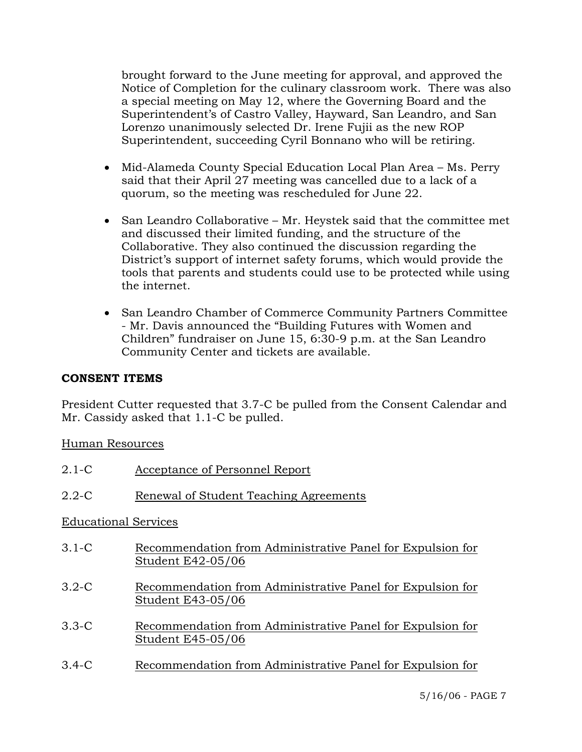brought forward to the June meeting for approval, and approved the Notice of Completion for the culinary classroom work. There was also a special meeting on May 12, where the Governing Board and the Superintendent's of Castro Valley, Hayward, San Leandro, and San Lorenzo unanimously selected Dr. Irene Fujii as the new ROP Superintendent, succeeding Cyril Bonnano who will be retiring.

- Mid-Alameda County Special Education Local Plan Area – Ms. Perry said that their April 27 meeting was cancelled due to a lack of a quorum, so the meeting was rescheduled for June 22.

- San Leandro Collaborative – Mr. Heystek said that the committee met and discussed their limited funding, and the structure of the Collaborative. They also continued the discussion regarding the District's support of internet safety forums, which would provide the tools that parents and students could use to be protected while using the internet.

- San Leandro Chamber of Commerce Community Partners Committee - Mr. Davis announced the "Building Futures with Women and Children" fundraiser on June 15, 6:30-9 p.m. at the San Leandro Community Center and tickets are available.

## CONSENT ITEMS

President Cutter requested that 3.7-C be pulled from the Consent Calendar and Mr. Cassidy asked that 1.1-C be pulled.

Human Resources

2.1-C Acceptance of Personnel Report

2.2-C Renewal of Student Teaching Agreements

Educational Services

3.1-C Recommendation from Administrative Panel for Expulsion for Student E42-05/06

3.2-C Recommendation from Administrative Panel for Expulsion for Student E43-05/06

3.3-C Recommendation from Administrative Panel for Expulsion for Student E45-05/06

3.4-C Recommendation from Administrative Panel for Expulsion for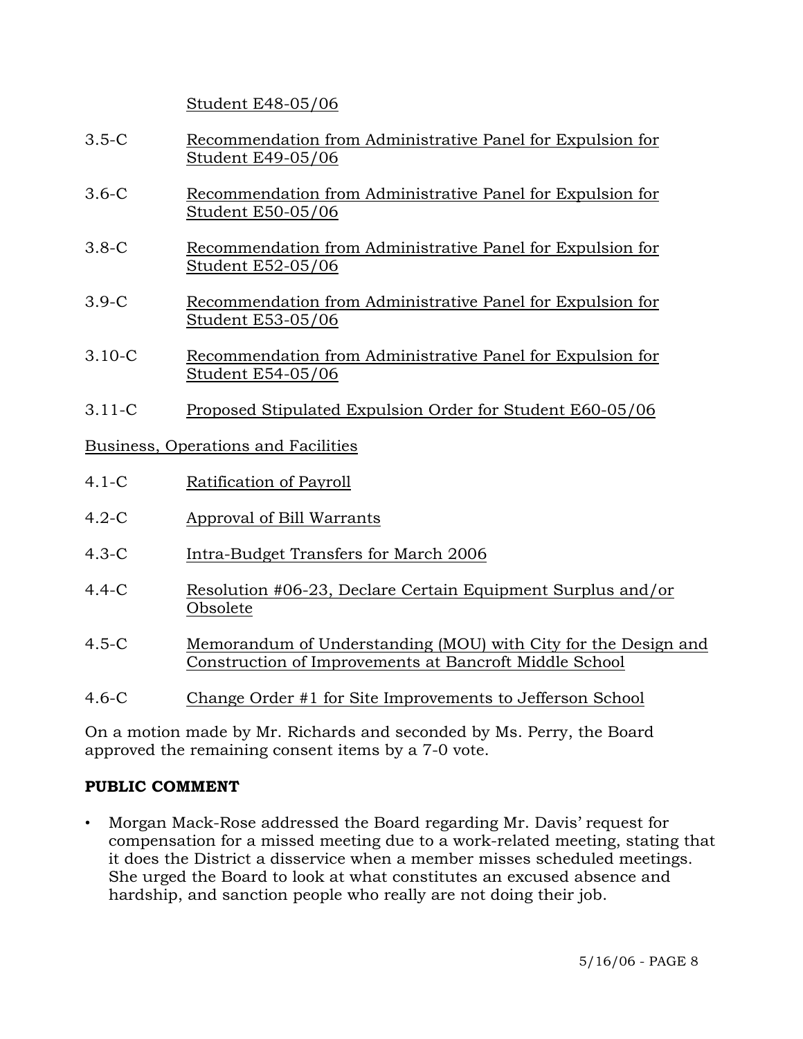Student E48-05/06

3.5-C Recommendation from Administrative Panel for Expulsion for Student E49-05/06

3.6-C Recommendation from Administrative Panel for Expulsion for Student E50-05/06

3.8-C Recommendation from Administrative Panel for Expulsion for Student E52-05/06

3.9-C Recommendation from Administrative Panel for Expulsion for Student E53-05/06

3.10-C Recommendation from Administrative Panel for Expulsion for Student E54-05/06

3.11-C Proposed Stipulated Expulsion Order for Student E60-05/06

Business, Operations and Facilities

4.1-C Ratification of Payroll

4.2-C Approval of Bill Warrants

4.3-C Intra-Budget Transfers for March 2006

4.4-C Resolution #06-23, Declare Certain Equipment Surplus and/or Obsolete

4.5-C Memorandum of Understanding (MOU) with City for the Design and Construction of Improvements at Bancroft Middle School

4.6-C Change Order #1 for Site Improvements to Jefferson School

On a motion made by Mr. Richards and seconded by Ms. Perry, the Board approved the remaining consent items by a 7-0 vote.

## PUBLIC COMMENT

- Morgan Mack-Rose addressed the Board regarding Mr. Davis' request for compensation for a missed meeting due to a work-related meeting, stating that it does the District a disservice when a member misses scheduled meetings. She urged the Board to look at what constitutes an excused absence and hardship, and sanction people who really are not doing their job.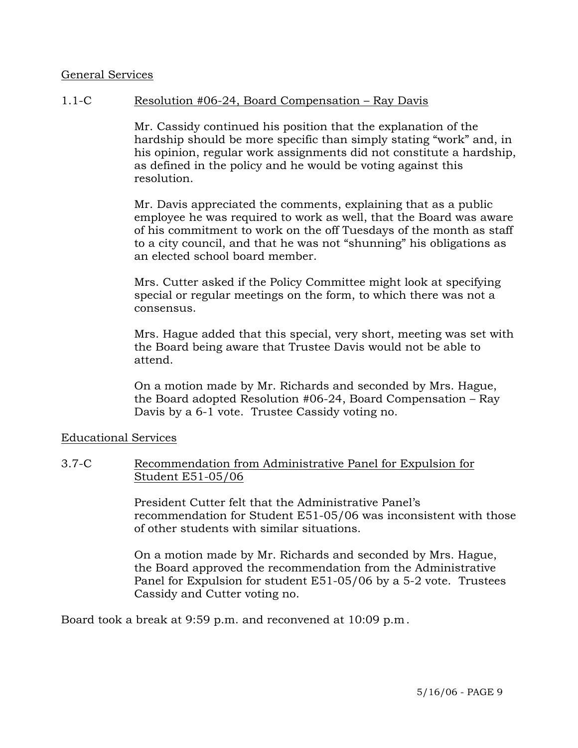General Services

1.1-C Resolution #06-24, Board Compensation – Ray Davis

Mr. Cassidy continued his position that the explanation of the hardship should be more specific than simply stating "work" and, in his opinion, regular work assignments did not constitute a hardship, as defined in the policy and he would be voting against this resolution.

Mr. Davis appreciated the comments, explaining that as a public employee he was required to work as well, that the Board was aware of his commitment to work on the off Tuesdays of the month as staff to a city council, and that he was not "shunning" his obligations as an elected school board member.

Mrs. Cutter asked if the Policy Committee might look at specifying special or regular meetings on the form, to which there was not a consensus.

Mrs. Hague added that this special, very short, meeting was set with the Board being aware that Trustee Davis would not be able to attend.

On a motion made by Mr. Richards and seconded by Mrs. Hague, the Board adopted Resolution #06-24, Board Compensation – Ray Davis by a 6-1 vote. Trustee Cassidy voting no.

Educational Services

3.7-C Recommendation from Administrative Panel for Expulsion for Student E51-05/06

President Cutter felt that the Administrative Panel's recommendation for Student E51-05/06 was inconsistent with those of other students with similar situations.

On a motion made by Mr. Richards and seconded by Mrs. Hague, the Board approved the recommendation from the Administrative Panel for Expulsion for student E51-05/06 by a 5-2 vote. Trustees Cassidy and Cutter voting no.

Board took a break at 9:59 p.m. and reconvened at 10:09 p.m.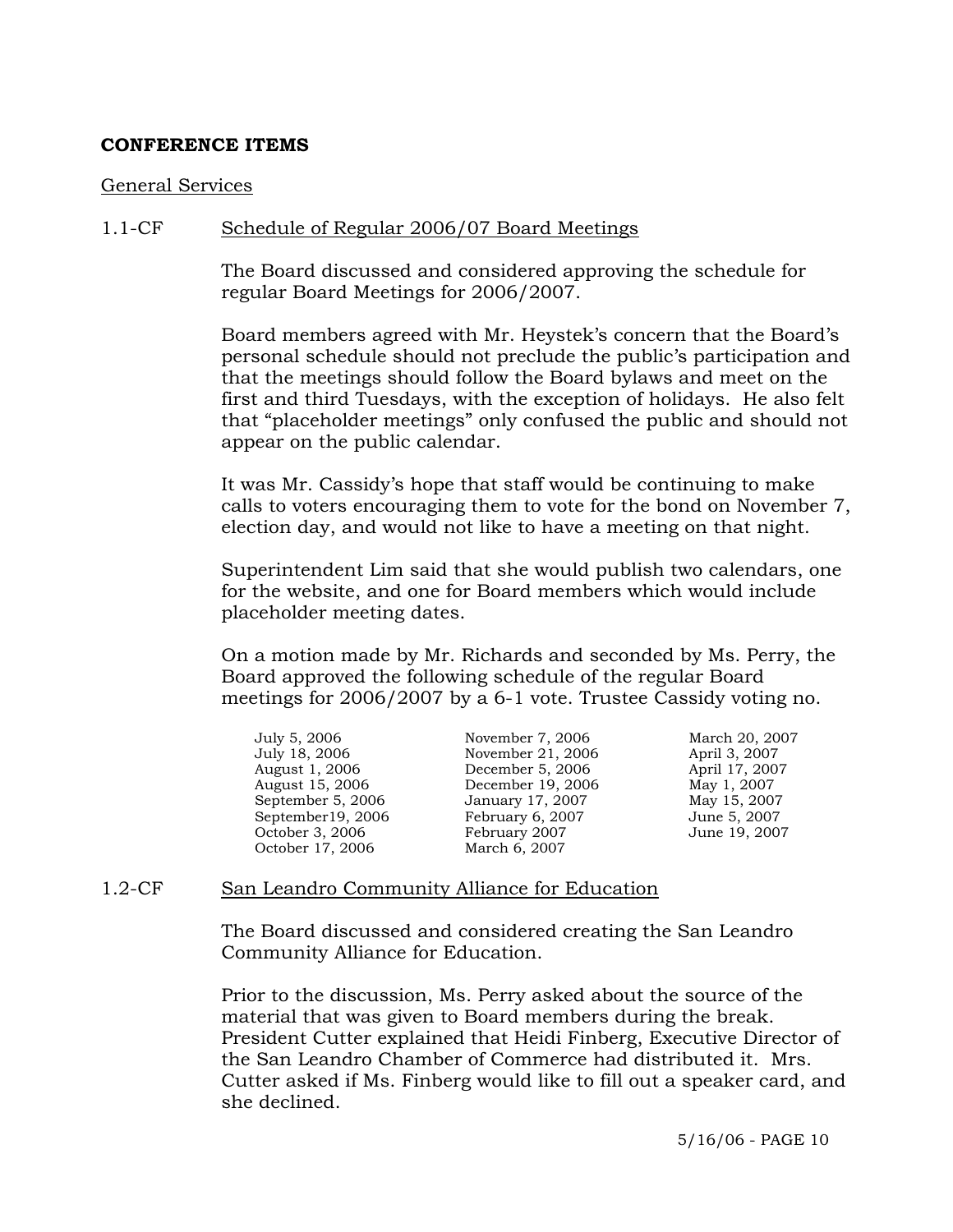**CONFERENCE ITEMS**

General Services

1.1-CF Schedule of Regular 2006/07 Board Meetings

The Board discussed and considered approving the schedule for regular Board Meetings for 2006/2007.

Board members agreed with Mr. Heystek's concern that the Board's personal schedule should not preclude the public's participation and that the meetings should follow the Board bylaws and meet on the first and third Tuesdays, with the exception of holidays. He also felt that "placeholder meetings" only confused the public and should not appear on the public calendar.

It was Mr. Cassidy's hope that staff would be continuing to make calls to voters encouraging them to vote for the bond on November 7, election day, and would not like to have a meeting on that night.

Superintendent Lim said that she would publish two calendars, one for the website, and one for Board members which would include placeholder meeting dates.

On a motion made by Mr. Richards and seconded by Ms. Perry, the Board approved the following schedule of the regular Board meetings for 2006/2007 by a 6-1 vote. Trustee Cassidy voting no.

| | | |
|---|---|---|
| July 5, 2006 | November 7, 2006 | March 20, 2007 |
| July 18, 2006 | November 21, 2006 | April 3, 2007 |
| August 1, 2006 | December 5, 2006 | April 17, 2007 |
| August 15, 2006 | December 19, 2006 | May 1, 2007 |
| September 5, 2006 | January 17, 2007 | May 15, 2007 |
| September19, 2006 | February 6, 2007 | June 5, 2007 |
| October 3, 2006 | February 2007 | June 19, 2007 |
| October 17, 2006 | March 6, 2007 | |

1.2-CF San Leandro Community Alliance for Education

The Board discussed and considered creating the San Leandro Community Alliance for Education.

Prior to the discussion, Ms. Perry asked about the source of the material that was given to Board members during the break. President Cutter explained that Heidi Finberg, Executive Director of the San Leandro Chamber of Commerce had distributed it. Mrs. Cutter asked if Ms. Finberg would like to fill out a speaker card, and she declined.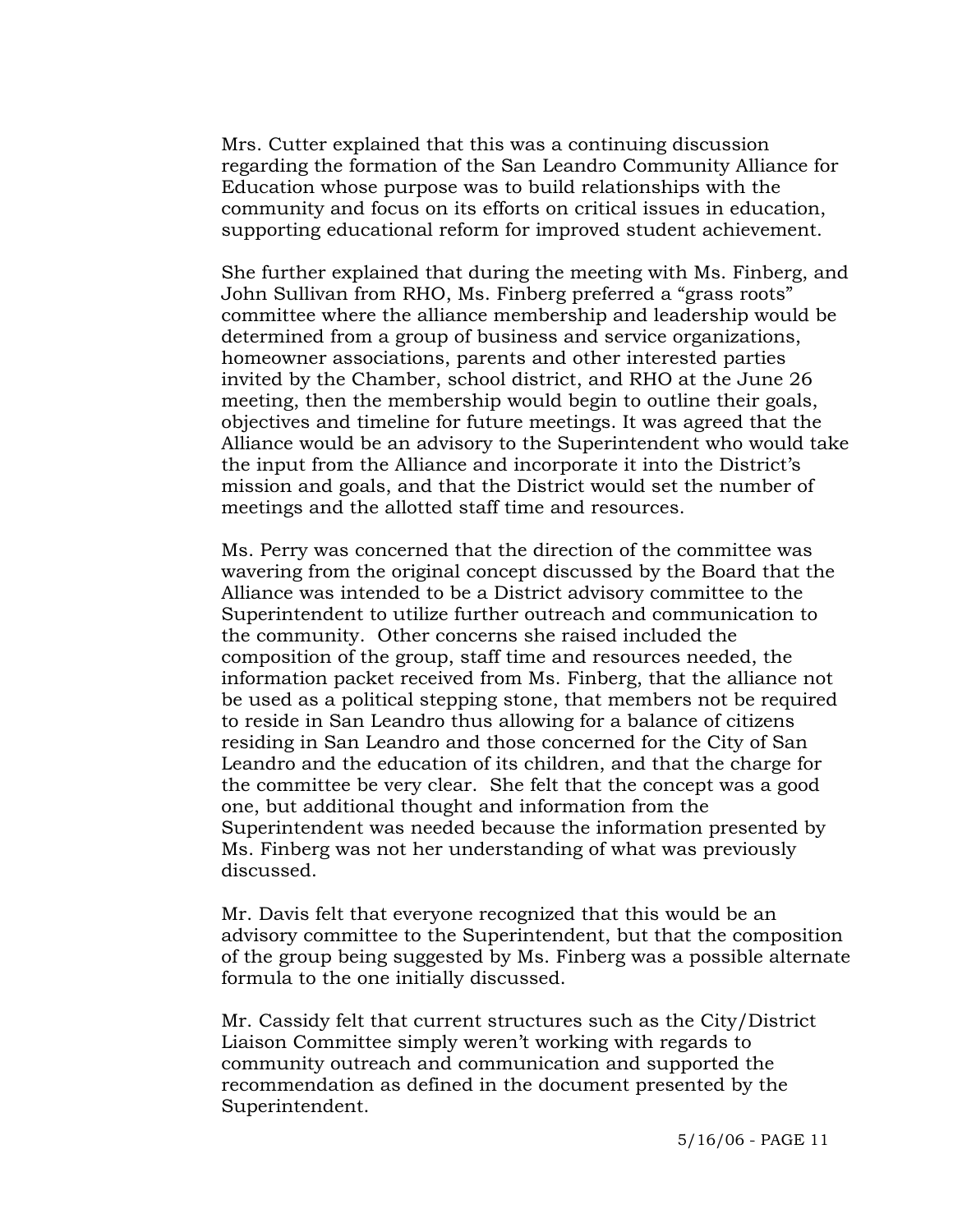Mrs. Cutter explained that this was a continuing discussion regarding the formation of the San Leandro Community Alliance for Education whose purpose was to build relationships with the community and focus on its efforts on critical issues in education, supporting educational reform for improved student achievement.

She further explained that during the meeting with Ms. Finberg, and John Sullivan from RHO, Ms. Finberg preferred a "grass roots" committee where the alliance membership and leadership would be determined from a group of business and service organizations, homeowner associations, parents and other interested parties invited by the Chamber, school district, and RHO at the June 26 meeting, then the membership would begin to outline their goals, objectives and timeline for future meetings. It was agreed that the Alliance would be an advisory to the Superintendent who would take the input from the Alliance and incorporate it into the District's mission and goals, and that the District would set the number of meetings and the allotted staff time and resources.

Ms. Perry was concerned that the direction of the committee was wavering from the original concept discussed by the Board that the Alliance was intended to be a District advisory committee to the Superintendent to utilize further outreach and communication to the community. Other concerns she raised included the composition of the group, staff time and resources needed, the information packet received from Ms. Finberg, that the alliance not be used as a political stepping stone, that members not be required to reside in San Leandro thus allowing for a balance of citizens residing in San Leandro and those concerned for the City of San Leandro and the education of its children, and that the charge for the committee be very clear. She felt that the concept was a good one, but additional thought and information from the Superintendent was needed because the information presented by Ms. Finberg was not her understanding of what was previously discussed.

Mr. Davis felt that everyone recognized that this would be an advisory committee to the Superintendent, but that the composition of the group being suggested by Ms. Finberg was a possible alternate formula to the one initially discussed.

Mr. Cassidy felt that current structures such as the City/District Liaison Committee simply weren't working with regards to community outreach and communication and supported the recommendation as defined in the document presented by the Superintendent.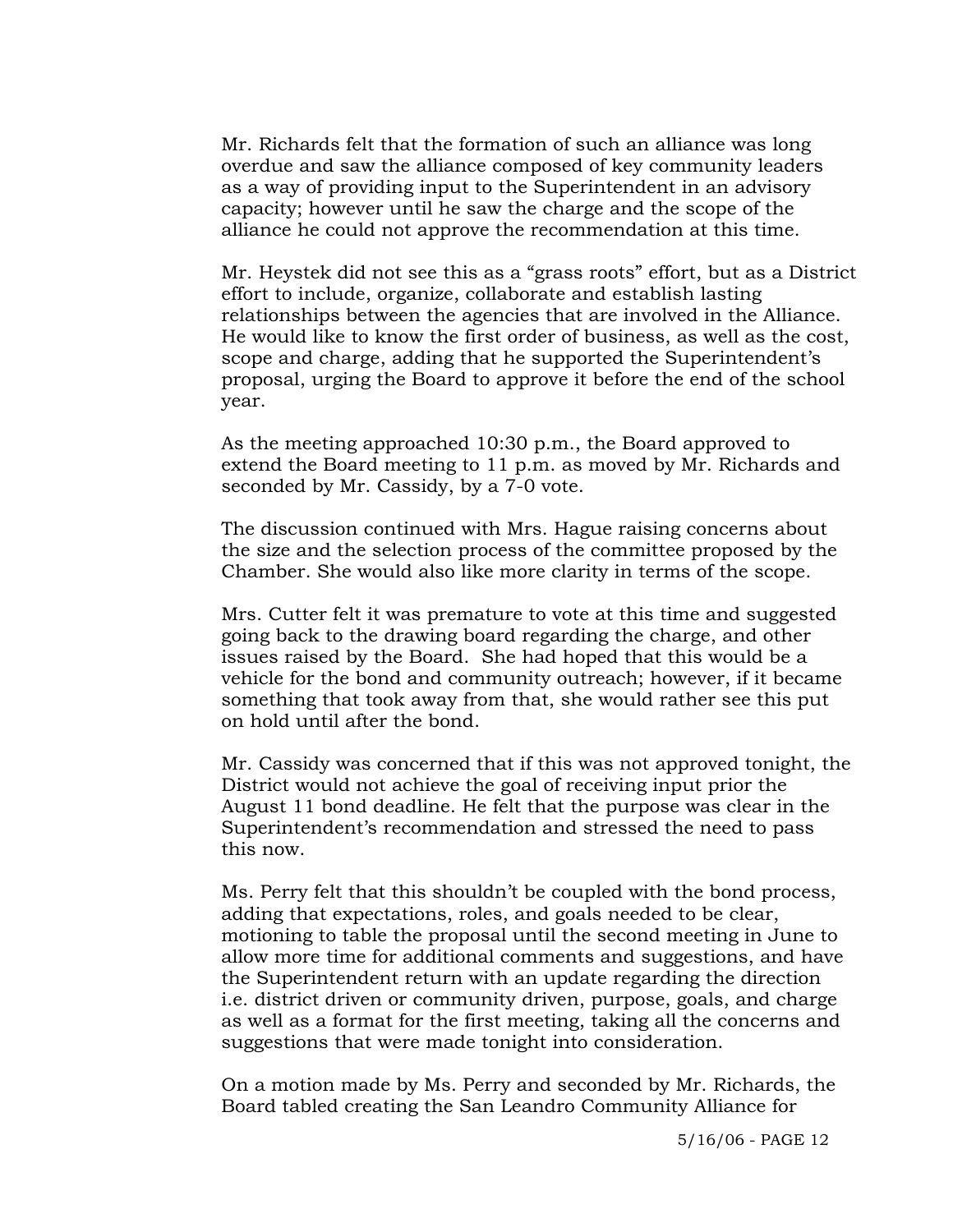Mr. Richards felt that the formation of such an alliance was long overdue and saw the alliance composed of key community leaders as a way of providing input to the Superintendent in an advisory capacity; however until he saw the charge and the scope of the alliance he could not approve the recommendation at this time.

Mr. Heystek did not see this as a "grass roots" effort, but as a District effort to include, organize, collaborate and establish lasting relationships between the agencies that are involved in the Alliance. He would like to know the first order of business, as well as the cost, scope and charge, adding that he supported the Superintendent's proposal, urging the Board to approve it before the end of the school year.

As the meeting approached 10:30 p.m., the Board approved to extend the Board meeting to 11 p.m. as moved by Mr. Richards and seconded by Mr. Cassidy, by a 7-0 vote.

The discussion continued with Mrs. Hague raising concerns about the size and the selection process of the committee proposed by the Chamber. She would also like more clarity in terms of the scope.

Mrs. Cutter felt it was premature to vote at this time and suggested going back to the drawing board regarding the charge, and other issues raised by the Board. She had hoped that this would be a vehicle for the bond and community outreach; however, if it became something that took away from that, she would rather see this put on hold until after the bond.

Mr. Cassidy was concerned that if this was not approved tonight, the District would not achieve the goal of receiving input prior the August 11 bond deadline. He felt that the purpose was clear in the Superintendent's recommendation and stressed the need to pass this now.

Ms. Perry felt that this shouldn't be coupled with the bond process, adding that expectations, roles, and goals needed to be clear, motioning to table the proposal until the second meeting in June to allow more time for additional comments and suggestions, and have the Superintendent return with an update regarding the direction i.e. district driven or community driven, purpose, goals, and charge as well as a format for the first meeting, taking all the concerns and suggestions that were made tonight into consideration.

On a motion made by Ms. Perry and seconded by Mr. Richards, the Board tabled creating the San Leandro Community Alliance for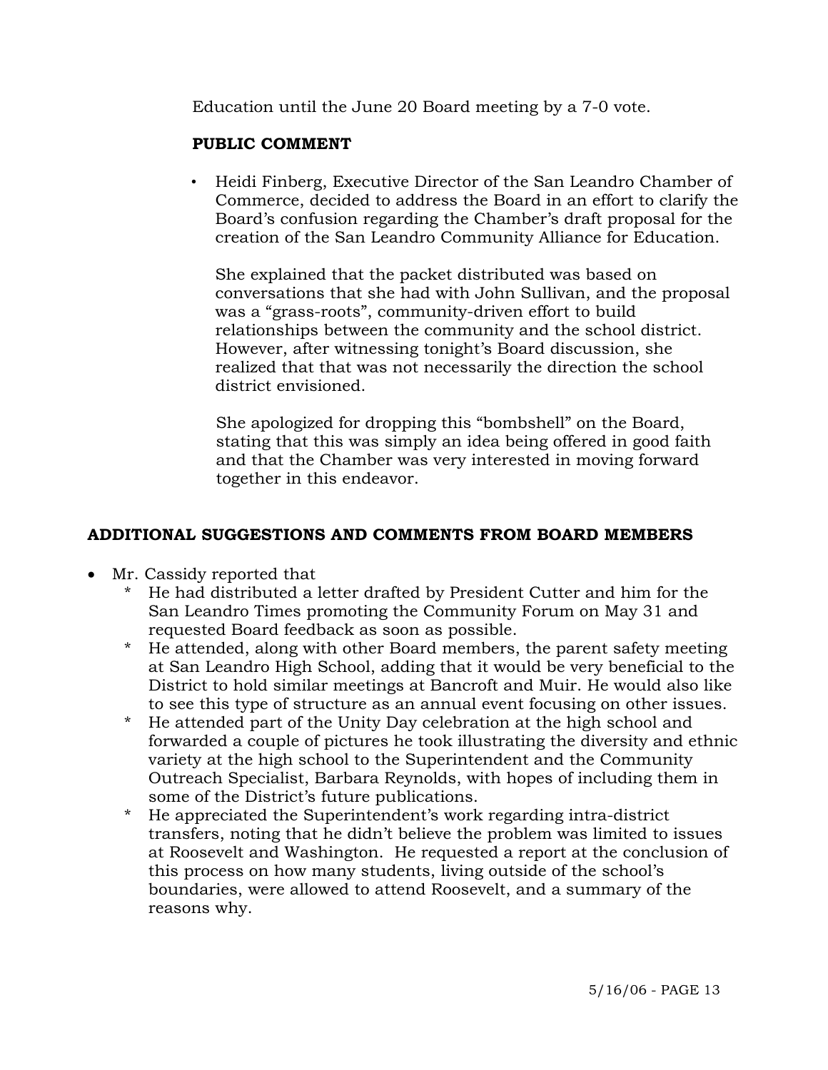Education until the June 20 Board meeting by a 7-0 vote.

**PUBLIC COMMENT**

- Heidi Finberg, Executive Director of the San Leandro Chamber of Commerce, decided to address the Board in an effort to clarify the Board's confusion regarding the Chamber's draft proposal for the creation of the San Leandro Community Alliance for Education.

  She explained that the packet distributed was based on conversations that she had with John Sullivan, and the proposal was a "grass-roots", community-driven effort to build relationships between the community and the school district. However, after witnessing tonight's Board discussion, she realized that that was not necessarily the direction the school district envisioned.

  She apologized for dropping this "bombshell" on the Board, stating that this was simply an idea being offered in good faith and that the Chamber was very interested in moving forward together in this endeavor.

## ADDITIONAL SUGGESTIONS AND COMMENTS FROM BOARD MEMBERS

- Mr. Cassidy reported that
  - He had distributed a letter drafted by President Cutter and him for the San Leandro Times promoting the Community Forum on May 31 and requested Board feedback as soon as possible.
  - He attended, along with other Board members, the parent safety meeting at San Leandro High School, adding that it would be very beneficial to the District to hold similar meetings at Bancroft and Muir. He would also like to see this type of structure as an annual event focusing on other issues.
  - He attended part of the Unity Day celebration at the high school and forwarded a couple of pictures he took illustrating the diversity and ethnic variety at the high school to the Superintendent and the Community Outreach Specialist, Barbara Reynolds, with hopes of including them in some of the District's future publications.
  - He appreciated the Superintendent's work regarding intra-district transfers, noting that he didn't believe the problem was limited to issues at Roosevelt and Washington. He requested a report at the conclusion of this process on how many students, living outside of the school's boundaries, were allowed to attend Roosevelt, and a summary of the reasons why.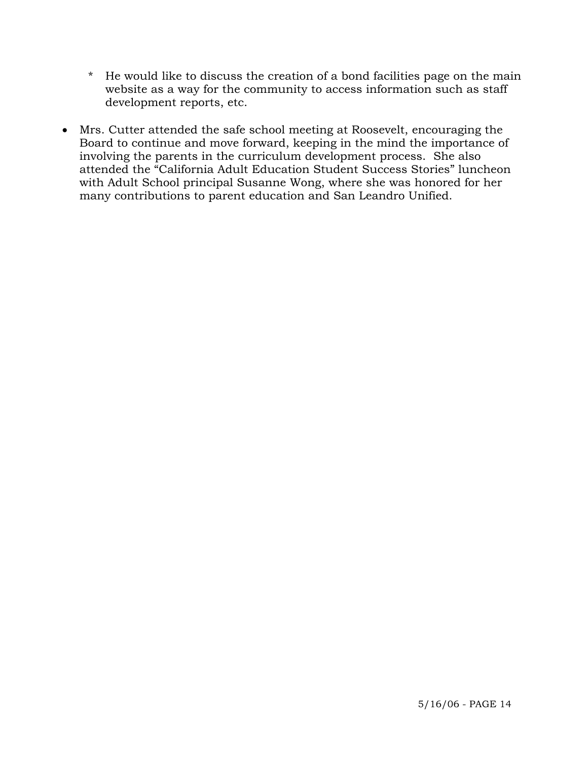* He would like to discuss the creation of a bond facilities page on the main website as a way for the community to access information such as staff development reports, etc.

- Mrs. Cutter attended the safe school meeting at Roosevelt, encouraging the Board to continue and move forward, keeping in the mind the importance of involving the parents in the curriculum development process. She also attended the “California Adult Education Student Success Stories” luncheon with Adult School principal Susanne Wong, where she was honored for her many contributions to parent education and San Leandro Unified.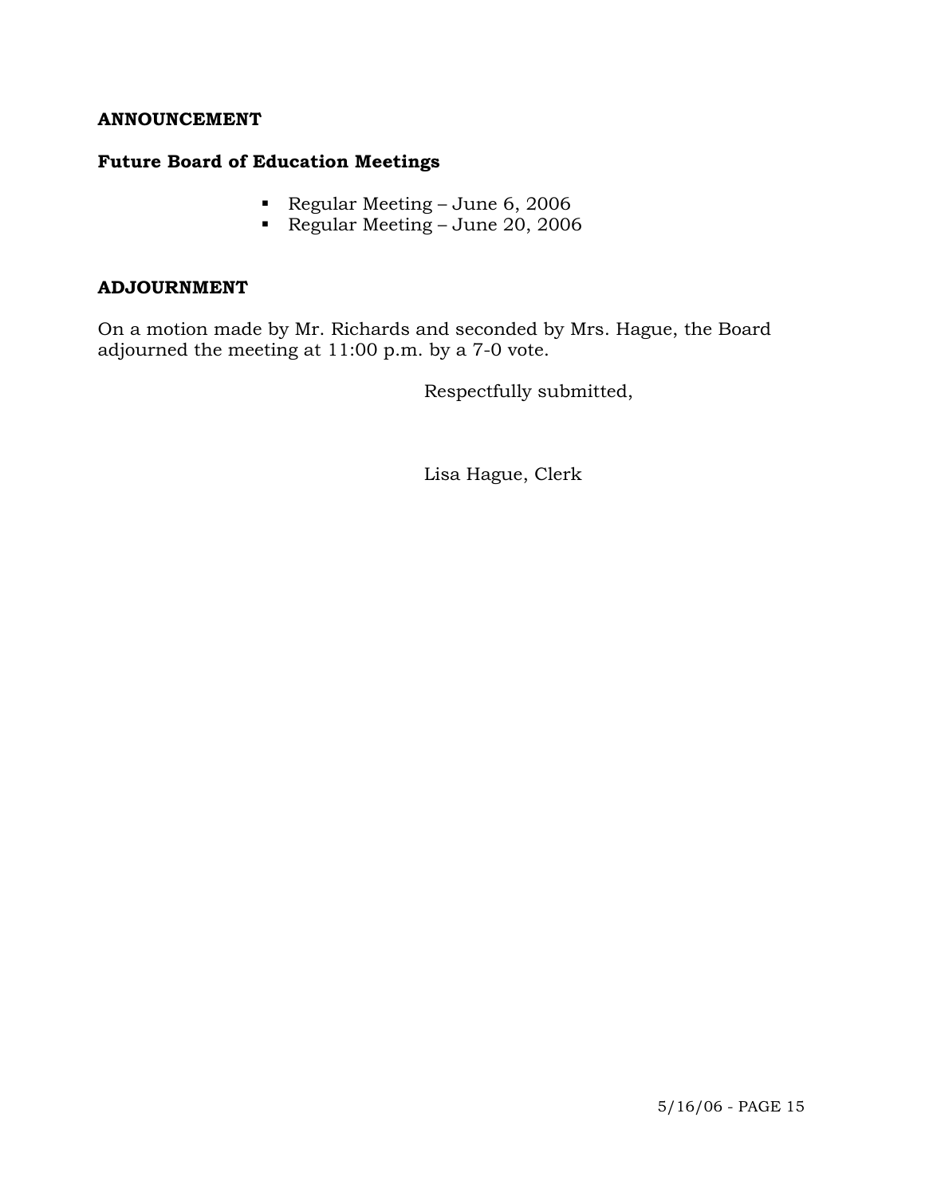**ANNOUNCEMENT**

**Future Board of Education Meetings**

- Regular Meeting – June 6, 2006
- Regular Meeting – June 20, 2006

**ADJOURNMENT**

On a motion made by Mr. Richards and seconded by Mrs. Hague, the Board adjourned the meeting at 11:00 p.m. by a 7-0 vote.

Respectfully submitted,

Lisa Hague, Clerk